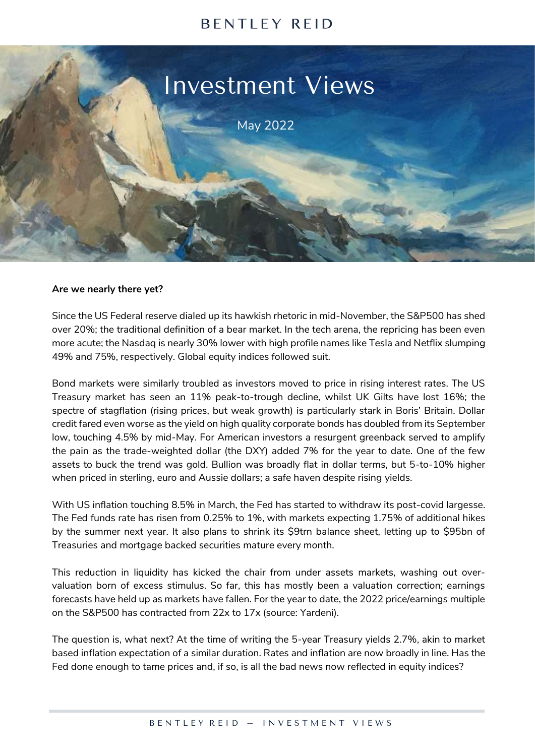# Investment Views

May 2022

**Are we nearly there yet?**

Since the US Federal reserve dialed up its hawkish rhetoric in mid-November, the S&P500 has shed over 20%; the traditional definition of a bear market. In the tech arena, the repricing has been even more acute; the Nasdaq is nearly 30% lower with high profile names like Tesla and Netflix slumping 49% and 75%, respectively. Global equity indices followed suit.

Bond markets were similarly troubled as investors moved to price in rising interest rates. The US Treasury market has seen an 11% peak-to-trough decline, whilst UK Gilts have lost 16%; the spectre of stagflation (rising prices, but weak growth) is particularly stark in Boris' Britain. Dollar credit fared even worse as the yield on high quality corporate bonds has doubled from its September low, touching 4.5% by mid-May. For American investors a resurgent greenback served to amplify the pain as the trade-weighted dollar (the DXY) added 7% for the year to date. One of the few assets to buck the trend was gold. Bullion was broadly flat in dollar terms, but 5-to-10% higher when priced in sterling, euro and Aussie dollars; a safe haven despite rising yields.

With US inflation touching 8.5% in March, the Fed has started to withdraw its post-covid largesse. The Fed funds rate has risen from 0.25% to 1%, with markets expecting 1.75% of additional hikes by the summer next year. It also plans to shrink its $9trn balance sheet, letting up to $95bn of Treasuries and mortgage backed securities mature every month.

This reduction in liquidity has kicked the chair from under assets markets, washing out over-valuation born of excess stimulus. So far, this has mostly been a valuation correction; earnings forecasts have held up as markets have fallen. For the year to date, the 2022 price/earnings multiple on the S&P500 has contracted from 22x to 17x (source: Yardeni).

The question is, what next? At the time of writing the 5-year Treasury yields 2.7%, akin to market based inflation expectation of a similar duration. Rates and inflation are now broadly in line. Has the Fed done enough to tame prices and, if so, is all the bad news now reflected in equity indices?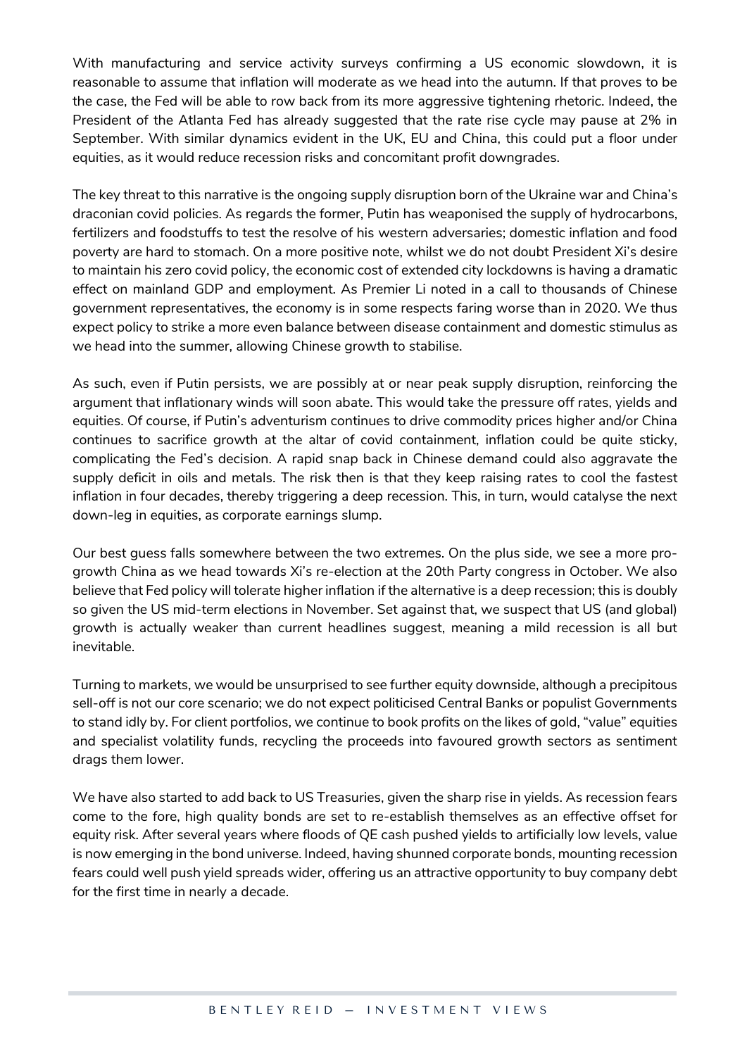With manufacturing and service activity surveys confirming a US economic slowdown, it is reasonable to assume that inflation will moderate as we head into the autumn. If that proves to be the case, the Fed will be able to row back from its more aggressive tightening rhetoric. Indeed, the President of the Atlanta Fed has already suggested that the rate rise cycle may pause at 2% in September. With similar dynamics evident in the UK, EU and China, this could put a floor under equities, as it would reduce recession risks and concomitant profit downgrades.

The key threat to this narrative is the ongoing supply disruption born of the Ukraine war and China's draconian covid policies. As regards the former, Putin has weaponised the supply of hydrocarbons, fertilizers and foodstuffs to test the resolve of his western adversaries; domestic inflation and food poverty are hard to stomach. On a more positive note, whilst we do not doubt President Xi's desire to maintain his zero covid policy, the economic cost of extended city lockdowns is having a dramatic effect on mainland GDP and employment. As Premier Li noted in a call to thousands of Chinese government representatives, the economy is in some respects faring worse than in 2020. We thus expect policy to strike a more even balance between disease containment and domestic stimulus as we head into the summer, allowing Chinese growth to stabilise.

As such, even if Putin persists, we are possibly at or near peak supply disruption, reinforcing the argument that inflationary winds will soon abate. This would take the pressure off rates, yields and equities. Of course, if Putin's adventurism continues to drive commodity prices higher and/or China continues to sacrifice growth at the altar of covid containment, inflation could be quite sticky, complicating the Fed's decision. A rapid snap back in Chinese demand could also aggravate the supply deficit in oils and metals. The risk then is that they keep raising rates to cool the fastest inflation in four decades, thereby triggering a deep recession. This, in turn, would catalyse the next down-leg in equities, as corporate earnings slump.

Our best guess falls somewhere between the two extremes. On the plus side, we see a more pro-growth China as we head towards Xi's re-election at the 20th Party congress in October. We also believe that Fed policy will tolerate higher inflation if the alternative is a deep recession; this is doubly so given the US mid-term elections in November. Set against that, we suspect that US (and global) growth is actually weaker than current headlines suggest, meaning a mild recession is all but inevitable.

Turning to markets, we would be unsurprised to see further equity downside, although a precipitous sell-off is not our core scenario; we do not expect politicised Central Banks or populist Governments to stand idly by. For client portfolios, we continue to book profits on the likes of gold, "value" equities and specialist volatility funds, recycling the proceeds into favoured growth sectors as sentiment drags them lower.

We have also started to add back to US Treasuries, given the sharp rise in yields. As recession fears come to the fore, high quality bonds are set to re-establish themselves as an effective offset for equity risk. After several years where floods of QE cash pushed yields to artificially low levels, value is now emerging in the bond universe. Indeed, having shunned corporate bonds, mounting recession fears could well push yield spreads wider, offering us an attractive opportunity to buy company debt for the first time in nearly a decade.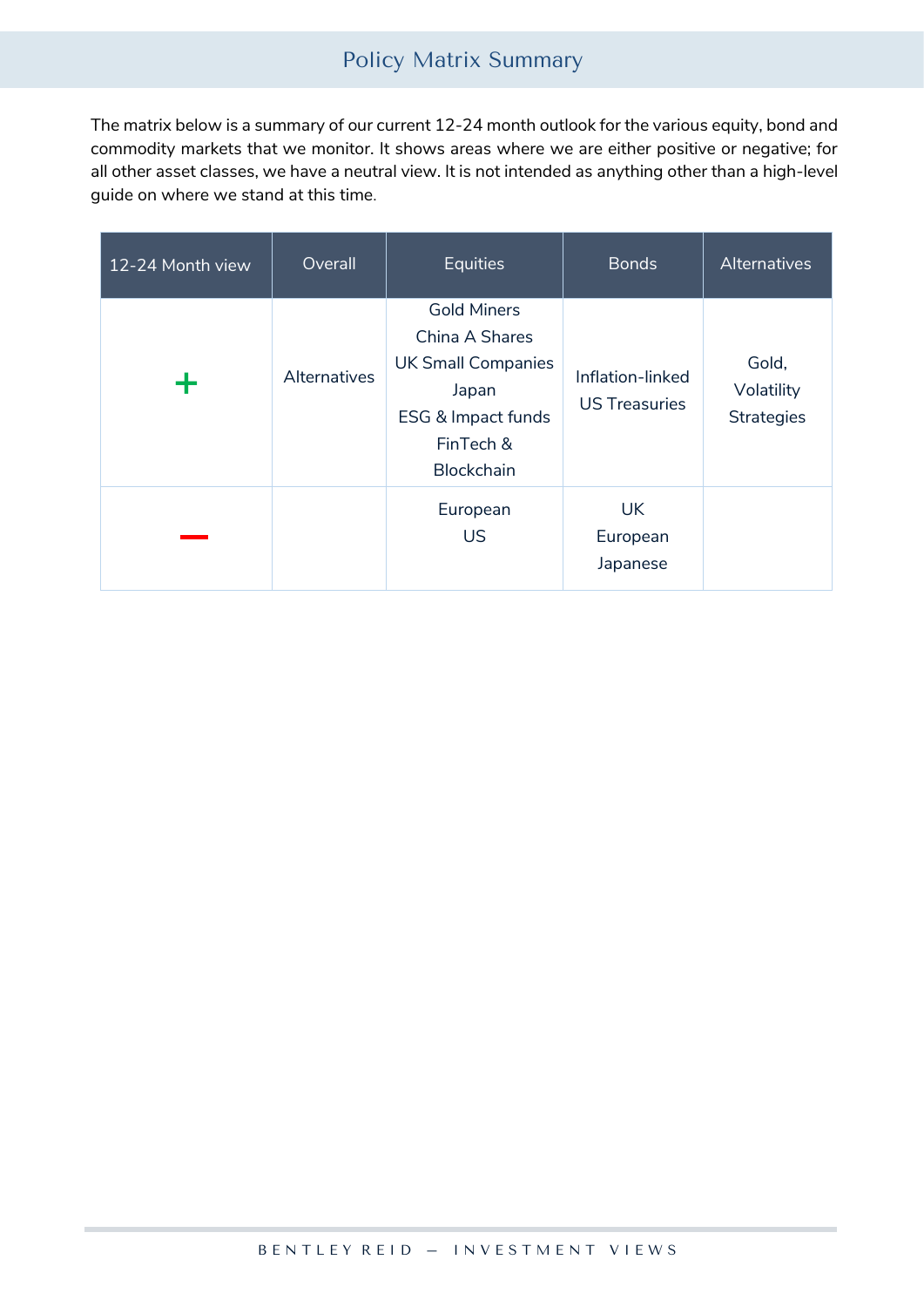# Policy Matrix Summary

The matrix below is a summary of our current 12-24 month outlook for the various equity, bond and commodity markets that we monitor. It shows areas where we are either positive or negative; for all other asset classes, we have a neutral view. It is not intended as anything other than a high-level guide on where we stand at this time.

| 12-24 Month view | Overall | Equities | Bonds | Alternatives |
|---|---|---|---|---|
| + | Alternatives | Gold Miners<br>China A Shares<br>UK Small Companies<br>Japan<br>ESG & Impact funds<br>FinTech & Blockchain | Inflation-linked US Treasuries | Gold,<br>Volatility Strategies |
| – | | European<br>US | UK<br>European<br>Japanese | |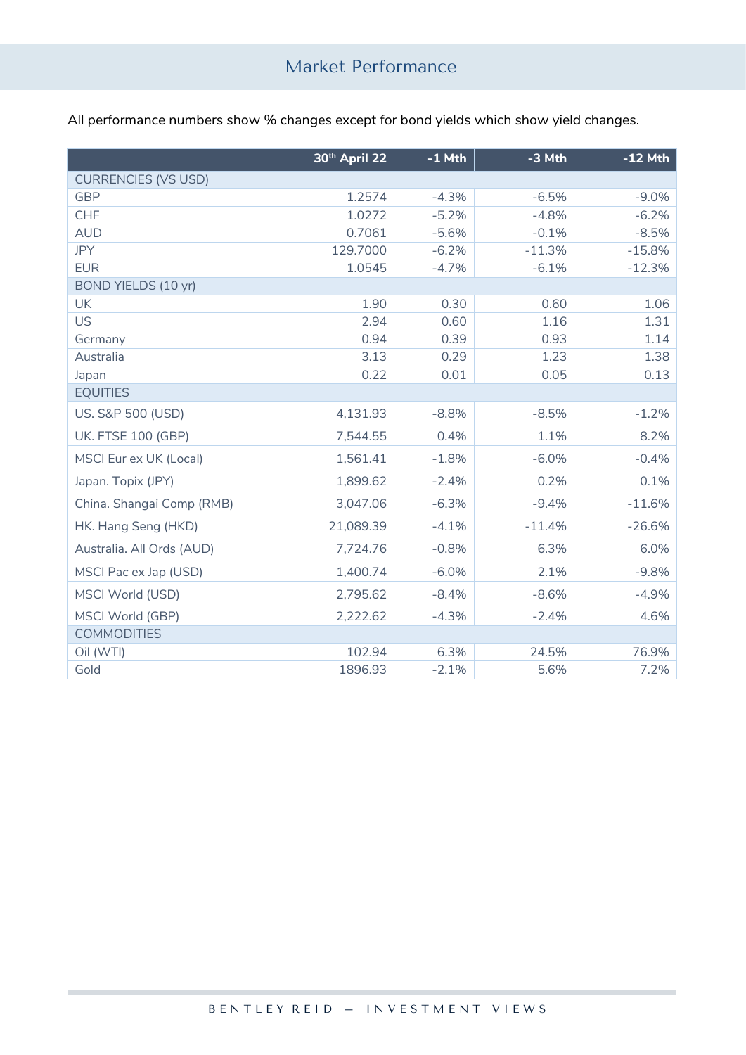# Market Performance

All performance numbers show % changes except for bond yields which show yield changes.

| | 30th April 22 | -1 Mth | -3 Mth | -12 Mth |
|---|---|---|---|---|
| CURRENCIES (VS USD) | | | | |
| GBP | 1.2574 | -4.3% | -6.5% | -9.0% |
| CHF | 1.0272 | -5.2% | -4.8% | -6.2% |
| AUD | 0.7061 | -5.6% | -0.1% | -8.5% |
| JPY | 129.7000 | -6.2% | -11.3% | -15.8% |
| EUR | 1.0545 | -4.7% | -6.1% | -12.3% |
| BOND YIELDS (10 yr) | | | | |
| UK | 1.90 | 0.30 | 0.60 | 1.06 |
| US | 2.94 | 0.60 | 1.16 | 1.31 |
| Germany | 0.94 | 0.39 | 0.93 | 1.14 |
| Australia | 3.13 | 0.29 | 1.23 | 1.38 |
| Japan | 0.22 | 0.01 | 0.05 | 0.13 |
| EQUITIES | | | | |
| US. S&P 500 (USD) | 4,131.93 | -8.8% | -8.5% | -1.2% |
| UK. FTSE 100 (GBP) | 7,544.55 | 0.4% | 1.1% | 8.2% |
| MSCI Eur ex UK (Local) | 1,561.41 | -1.8% | -6.0% | -0.4% |
| Japan. Topix (JPY) | 1,899.62 | -2.4% | 0.2% | 0.1% |
| China. Shangai Comp (RMB) | 3,047.06 | -6.3% | -9.4% | -11.6% |
| HK. Hang Seng (HKD) | 21,089.39 | -4.1% | -11.4% | -26.6% |
| Australia. All Ords (AUD) | 7,724.76 | -0.8% | 6.3% | 6.0% |
| MSCI Pac ex Jap (USD) | 1,400.74 | -6.0% | 2.1% | -9.8% |
| MSCI World (USD) | 2,795.62 | -8.4% | -8.6% | -4.9% |
| MSCI World (GBP) | 2,222.62 | -4.3% | -2.4% | 4.6% |
| COMMODITIES | | | | |
| Oil (WTI) | 102.94 | 6.3% | 24.5% | 76.9% |
| Gold | 1896.93 | -2.1% | 5.6% | 7.2% |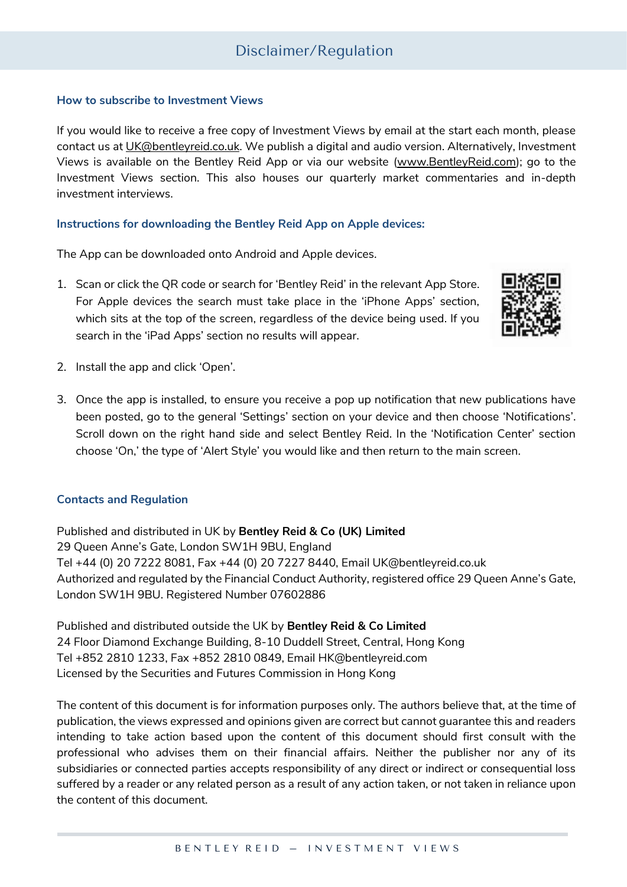# Disclaimer/Regulation

### How to subscribe to Investment Views

If you would like to receive a free copy of Investment Views by email at the start each month, please contact us at UK@bentleyreid.co.uk. We publish a digital and audio version. Alternatively, Investment Views is available on the Bentley Reid App or via our website (www.BentleyReid.com); go to the Investment Views section. This also houses our quarterly market commentaries and in-depth investment interviews.

### Instructions for downloading the Bentley Reid App on Apple devices:

The App can be downloaded onto Android and Apple devices.

1. Scan or click the QR code or search for 'Bentley Reid' in the relevant App Store. For Apple devices the search must take place in the 'iPhone Apps' section, which sits at the top of the screen, regardless of the device being used. If you search in the 'iPad Apps' section no results will appear.
2. Install the app and click 'Open'.
3. Once the app is installed, to ensure you receive a pop up notification that new publications have been posted, go to the general 'Settings' section on your device and then choose 'Notifications'. Scroll down on the right hand side and select Bentley Reid. In the 'Notification Center' section choose 'On,' the type of 'Alert Style' you would like and then return to the main screen.

### Contacts and Regulation

Published and distributed in UK by **Bentley Reid & Co (UK) Limited**
29 Queen Anne's Gate, London SW1H 9BU, England
Tel +44 (0) 20 7222 8081, Fax +44 (0) 20 7227 8440, Email UK@bentleyreid.co.uk
Authorized and regulated by the Financial Conduct Authority, registered office 29 Queen Anne's Gate, London SW1H 9BU. Registered Number 07602886

Published and distributed outside the UK by **Bentley Reid & Co Limited**
24 Floor Diamond Exchange Building, 8-10 Duddell Street, Central, Hong Kong
Tel +852 2810 1233, Fax +852 2810 0849, Email HK@bentleyreid.com
Licensed by the Securities and Futures Commission in Hong Kong

The content of this document is for information purposes only. The authors believe that, at the time of publication, the views expressed and opinions given are correct but cannot guarantee this and readers intending to take action based upon the content of this document should first consult with the professional who advises them on their financial affairs. Neither the publisher nor any of its subsidiaries or connected parties accepts responsibility of any direct or indirect or consequential loss suffered by a reader or any related person as a result of any action taken, or not taken in reliance upon the content of this document.